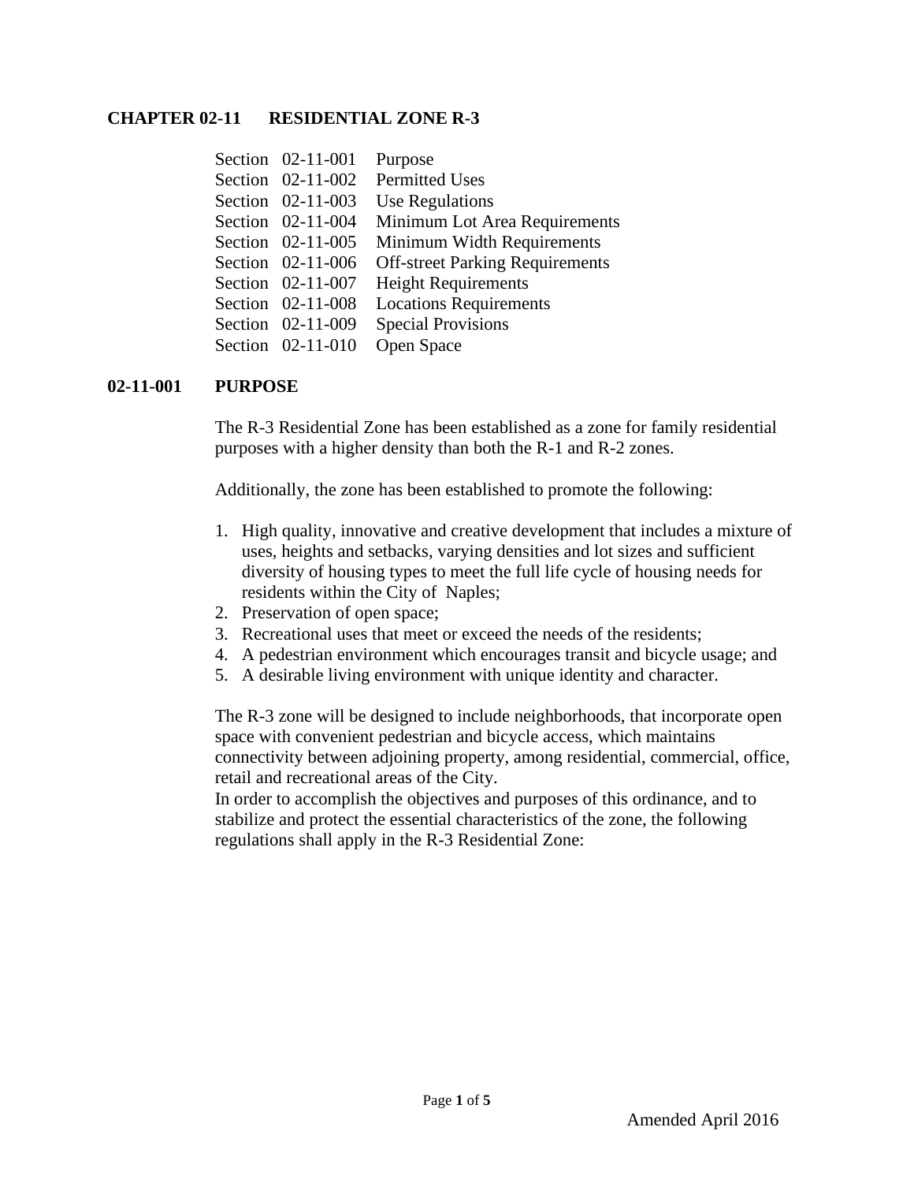# CHAPTER 02-11 RESIDENTIAL ZONE R-3

| | |
|---|---|
| Section 02-11-001 | Purpose |
| Section 02-11-002 | Permitted Uses |
| Section 02-11-003 | Use Regulations |
| Section 02-11-004 | Minimum Lot Area Requirements |
| Section 02-11-005 | Minimum Width Requirements |
| Section 02-11-006 | Off-street Parking Requirements |
| Section 02-11-007 | Height Requirements |
| Section 02-11-008 | Locations Requirements |
| Section 02-11-009 | Special Provisions |
| Section 02-11-010 | Open Space |

## 02-11-001 PURPOSE

The R-3 Residential Zone has been established as a zone for family residential purposes with a higher density than both the R-1 and R-2 zones.

Additionally, the zone has been established to promote the following:

1. High quality, innovative and creative development that includes a mixture of uses, heights and setbacks, varying densities and lot sizes and sufficient diversity of housing types to meet the full life cycle of housing needs for residents within the City of Naples;
2. Preservation of open space;
3. Recreational uses that meet or exceed the needs of the residents;
4. A pedestrian environment which encourages transit and bicycle usage; and
5. A desirable living environment with unique identity and character.

The R-3 zone will be designed to include neighborhoods, that incorporate open space with convenient pedestrian and bicycle access, which maintains connectivity between adjoining property, among residential, commercial, office, retail and recreational areas of the City.
In order to accomplish the objectives and purposes of this ordinance, and to stabilize and protect the essential characteristics of the zone, the following regulations shall apply in the R-3 Residential Zone:

Amended April 2016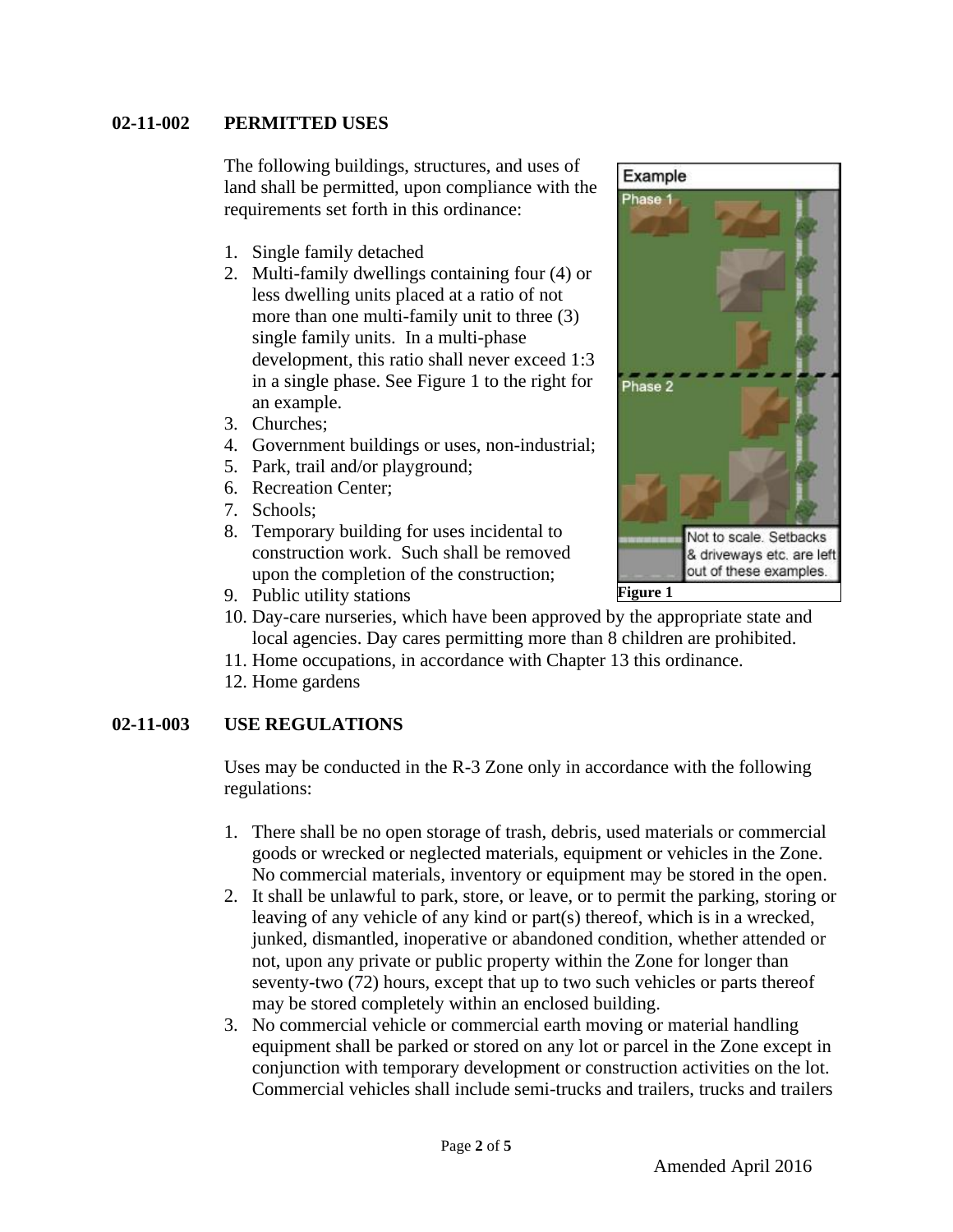## 02-11-002 PERMITTED USES

The following buildings, structures, and uses of land shall be permitted, upon compliance with the requirements set forth in this ordinance:

1. Single family detached
2. Multi-family dwellings containing four (4) or less dwelling units placed at a ratio of not more than one multi-family unit to three (3) single family units. In a multi-phase development, this ratio shall never exceed 1:3 in a single phase. See Figure 1 to the right for an example.
3. Churches;
4. Government buildings or uses, non-industrial;
5. Park, trail and/or playground;
6. Recreation Center;
7. Schools;
8. Temporary building for uses incidental to construction work. Such shall be removed upon the completion of the construction;
9. Public utility stations
10. Day-care nurseries, which have been approved by the appropriate state and local agencies. Day cares permitting more than 8 children are prohibited.
11. Home occupations, in accordance with Chapter 13 this ordinance.
12. Home gardens

Example

Phase 1

Phase 2

Not to scale. Setbacks & driveways etc. are left out of these examples.

**Figure 1**

## 02-11-003 USE REGULATIONS

Uses may be conducted in the R-3 Zone only in accordance with the following regulations:

1. There shall be no open storage of trash, debris, used materials or commercial goods or wrecked or neglected materials, equipment or vehicles in the Zone. No commercial materials, inventory or equipment may be stored in the open.
2. It shall be unlawful to park, store, or leave, or to permit the parking, storing or leaving of any vehicle of any kind or part(s) thereof, which is in a wrecked, junked, dismantled, inoperative or abandoned condition, whether attended or not, upon any private or public property within the Zone for longer than seventy-two (72) hours, except that up to two such vehicles or parts thereof may be stored completely within an enclosed building.
3. No commercial vehicle or commercial earth moving or material handling equipment shall be parked or stored on any lot or parcel in the Zone except in conjunction with temporary development or construction activities on the lot. Commercial vehicles shall include semi-trucks and trailers, trucks and trailers

Amended April 2016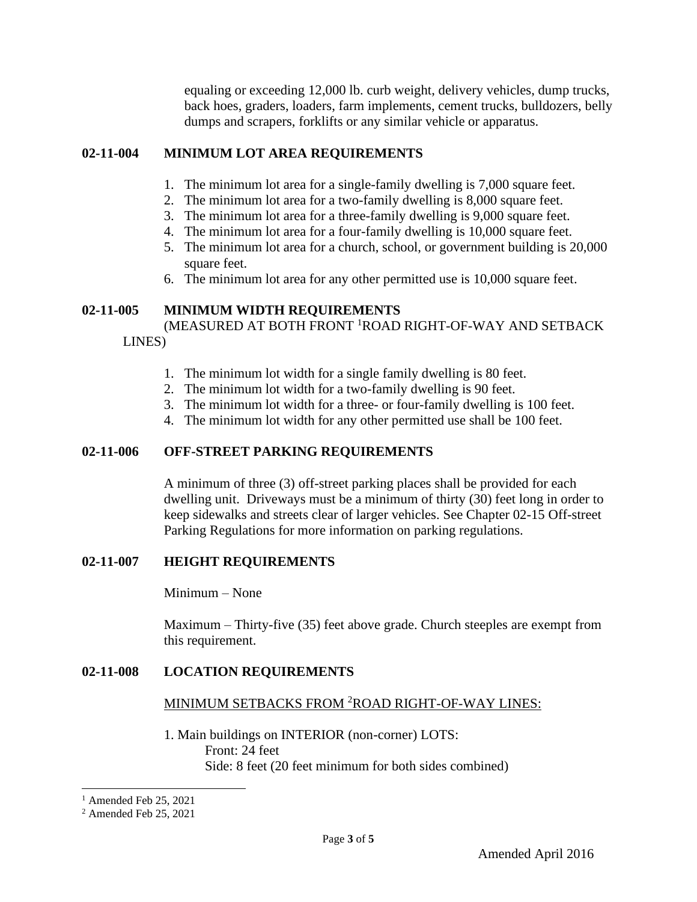equaling or exceeding 12,000 lb. curb weight, delivery vehicles, dump trucks, back hoes, graders, loaders, farm implements, cement trucks, bulldozers, belly dumps and scrapers, forklifts or any similar vehicle or apparatus.

## 02-11-004 MINIMUM LOT AREA REQUIREMENTS

1. The minimum lot area for a single-family dwelling is 7,000 square feet.
2. The minimum lot area for a two-family dwelling is 8,000 square feet.
3. The minimum lot area for a three-family dwelling is 9,000 square feet.
4. The minimum lot area for a four-family dwelling is 10,000 square feet.
5. The minimum lot area for a church, school, or government building is 20,000 square feet.
6. The minimum lot area for any other permitted use is 10,000 square feet.

## 02-11-005 MINIMUM WIDTH REQUIREMENTS

(MEASURED AT BOTH FRONT [1]ROAD RIGHT-OF-WAY AND SETBACK LINES)

1. The minimum lot width for a single family dwelling is 80 feet.
2. The minimum lot width for a two-family dwelling is 90 feet.
3. The minimum lot width for a three- or four-family dwelling is 100 feet.
4. The minimum lot width for any other permitted use shall be 100 feet.

## 02-11-006 OFF-STREET PARKING REQUIREMENTS

A minimum of three (3) off-street parking places shall be provided for each dwelling unit. Driveways must be a minimum of thirty (30) feet long in order to keep sidewalks and streets clear of larger vehicles. See Chapter 02-15 Off-street Parking Regulations for more information on parking regulations.

## 02-11-007 HEIGHT REQUIREMENTS

Minimum – None

Maximum – Thirty-five (35) feet above grade. Church steeples are exempt from this requirement.

## 02-11-008 LOCATION REQUIREMENTS

MINIMUM SETBACKS FROM [2]ROAD RIGHT-OF-WAY LINES:

1. Main buildings on INTERIOR (non-corner) LOTS:
   - Front: 24 feet
   - Side: 8 feet (20 feet minimum for both sides combined)

---

[1] Amended Feb 25, 2021

[2] Amended Feb 25, 2021

Amended April 2016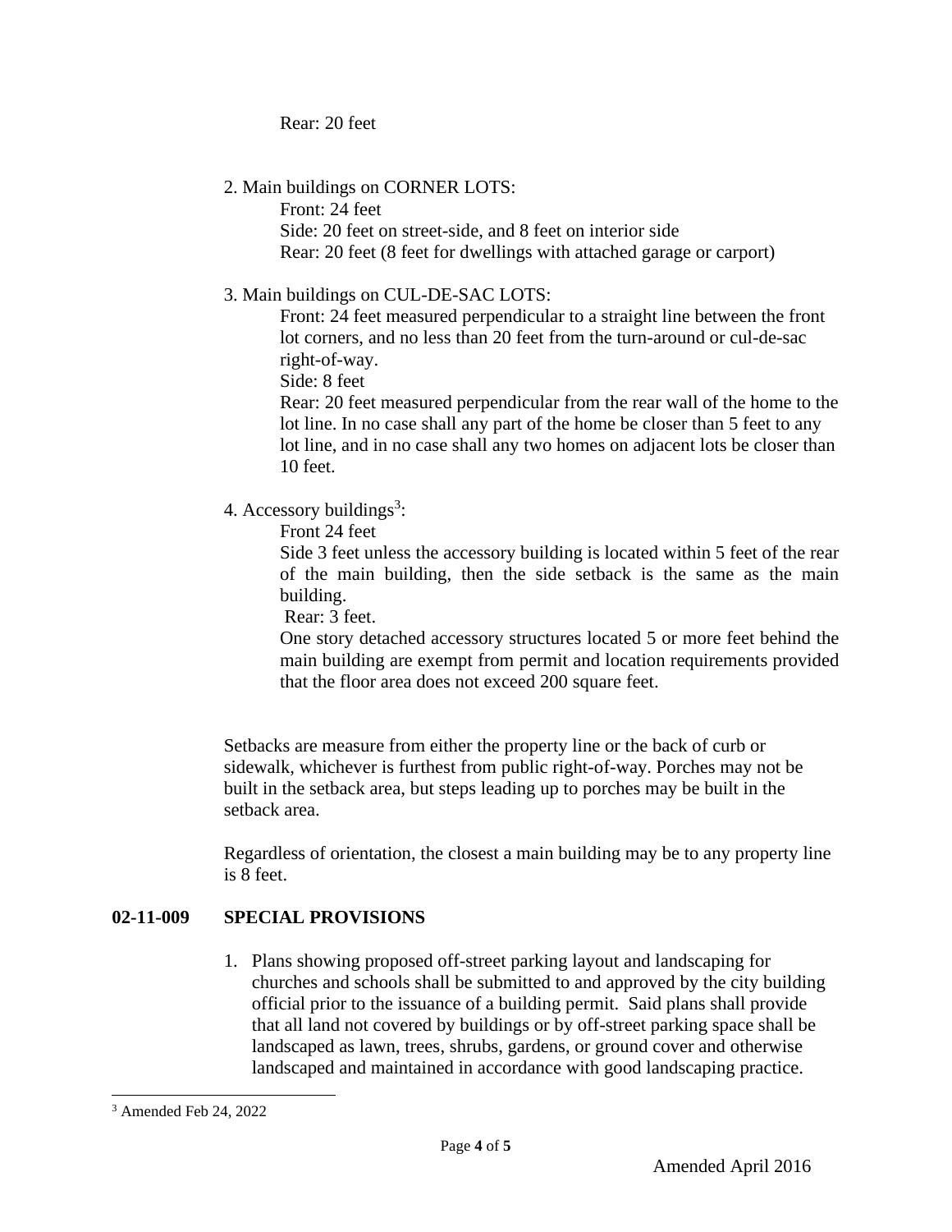Rear: 20 feet

2. Main buildings on CORNER LOTS:
   Front: 24 feet
   Side: 20 feet on street-side, and 8 feet on interior side
   Rear: 20 feet (8 feet for dwellings with attached garage or carport)

3. Main buildings on CUL-DE-SAC LOTS:
   Front: 24 feet measured perpendicular to a straight line between the front lot corners, and no less than 20 feet from the turn-around or cul-de-sac right-of-way.
   Side: 8 feet
   Rear: 20 feet measured perpendicular from the rear wall of the home to the lot line. In no case shall any part of the home be closer than 5 feet to any lot line, and in no case shall any two homes on adjacent lots be closer than 10 feet.

4. Accessory buildings[3]:
   Front 24 feet
   Side 3 feet unless the accessory building is located within 5 feet of the rear of the main building, then the side setback is the same as the main building.
   Rear: 3 feet.
   One story detached accessory structures located 5 or more feet behind the main building are exempt from permit and location requirements provided that the floor area does not exceed 200 square feet.

Setbacks are measure from either the property line or the back of curb or sidewalk, whichever is furthest from public right-of-way. Porches may not be built in the setback area, but steps leading up to porches may be built in the setback area.

Regardless of orientation, the closest a main building may be to any property line is 8 feet.

## 02-11-009 SPECIAL PROVISIONS

1. Plans showing proposed off-street parking layout and landscaping for churches and schools shall be submitted to and approved by the city building official prior to the issuance of a building permit. Said plans shall provide that all land not covered by buildings or by off-street parking space shall be landscaped as lawn, trees, shrubs, gardens, or ground cover and otherwise landscaped and maintained in accordance with good landscaping practice.

---

[3] Amended Feb 24, 2022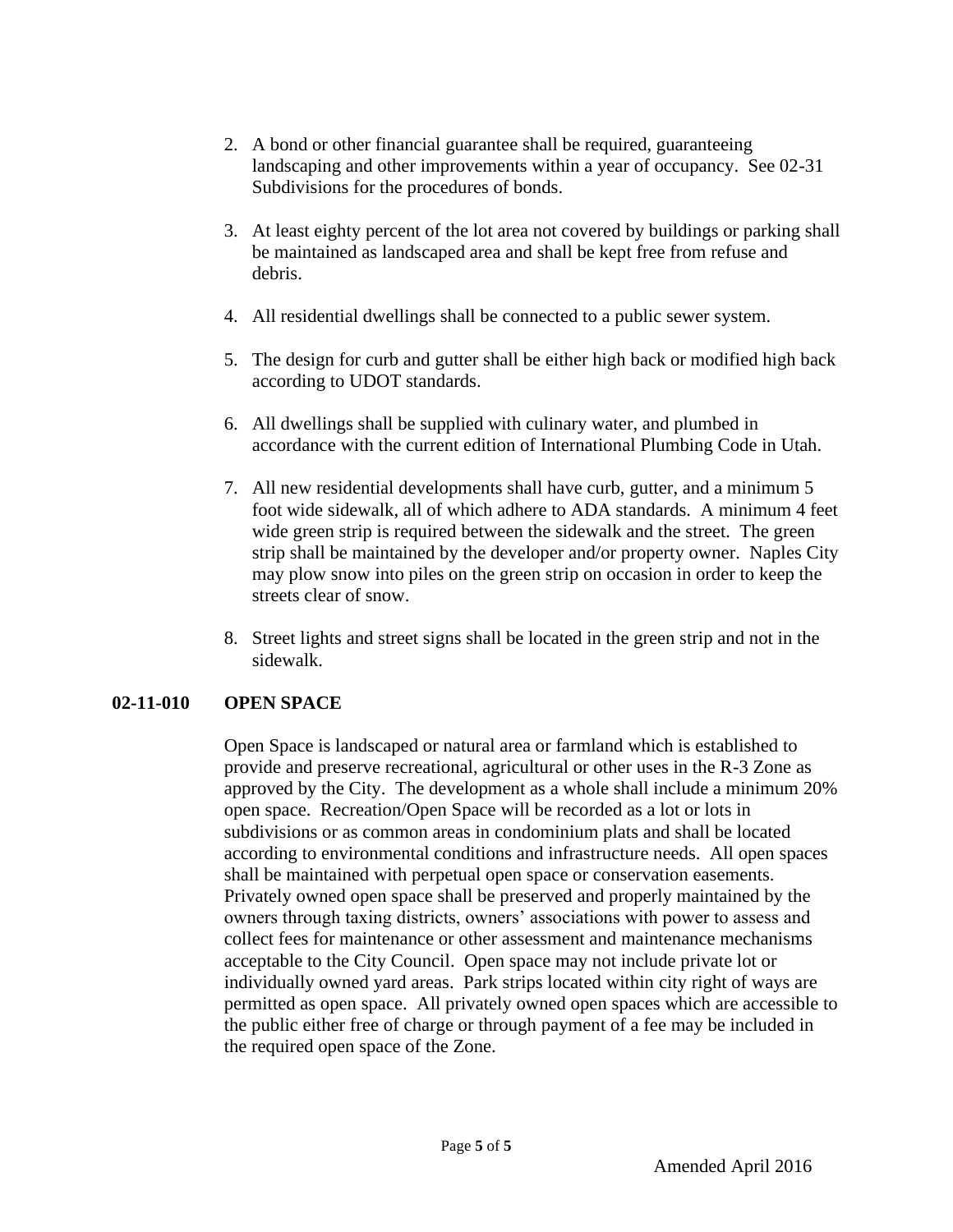2. A bond or other financial guarantee shall be required, guaranteeing landscaping and other improvements within a year of occupancy. See 02-31 Subdivisions for the procedures of bonds.

3. At least eighty percent of the lot area not covered by buildings or parking shall be maintained as landscaped area and shall be kept free from refuse and debris.

4. All residential dwellings shall be connected to a public sewer system.

5. The design for curb and gutter shall be either high back or modified high back according to UDOT standards.

6. All dwellings shall be supplied with culinary water, and plumbed in accordance with the current edition of International Plumbing Code in Utah.

7. All new residential developments shall have curb, gutter, and a minimum 5 foot wide sidewalk, all of which adhere to ADA standards. A minimum 4 feet wide green strip is required between the sidewalk and the street. The green strip shall be maintained by the developer and/or property owner. Naples City may plow snow into piles on the green strip on occasion in order to keep the streets clear of snow.

8. Street lights and street signs shall be located in the green strip and not in the sidewalk.

## 02-11-010 OPEN SPACE

Open Space is landscaped or natural area or farmland which is established to provide and preserve recreational, agricultural or other uses in the R-3 Zone as approved by the City. The development as a whole shall include a minimum 20% open space. Recreation/Open Space will be recorded as a lot or lots in subdivisions or as common areas in condominium plats and shall be located according to environmental conditions and infrastructure needs. All open spaces shall be maintained with perpetual open space or conservation easements. Privately owned open space shall be preserved and properly maintained by the owners through taxing districts, owners' associations with power to assess and collect fees for maintenance or other assessment and maintenance mechanisms acceptable to the City Council. Open space may not include private lot or individually owned yard areas. Park strips located within city right of ways are permitted as open space. All privately owned open spaces which are accessible to the public either free of charge or through payment of a fee may be included in the required open space of the Zone.

Amended April 2016